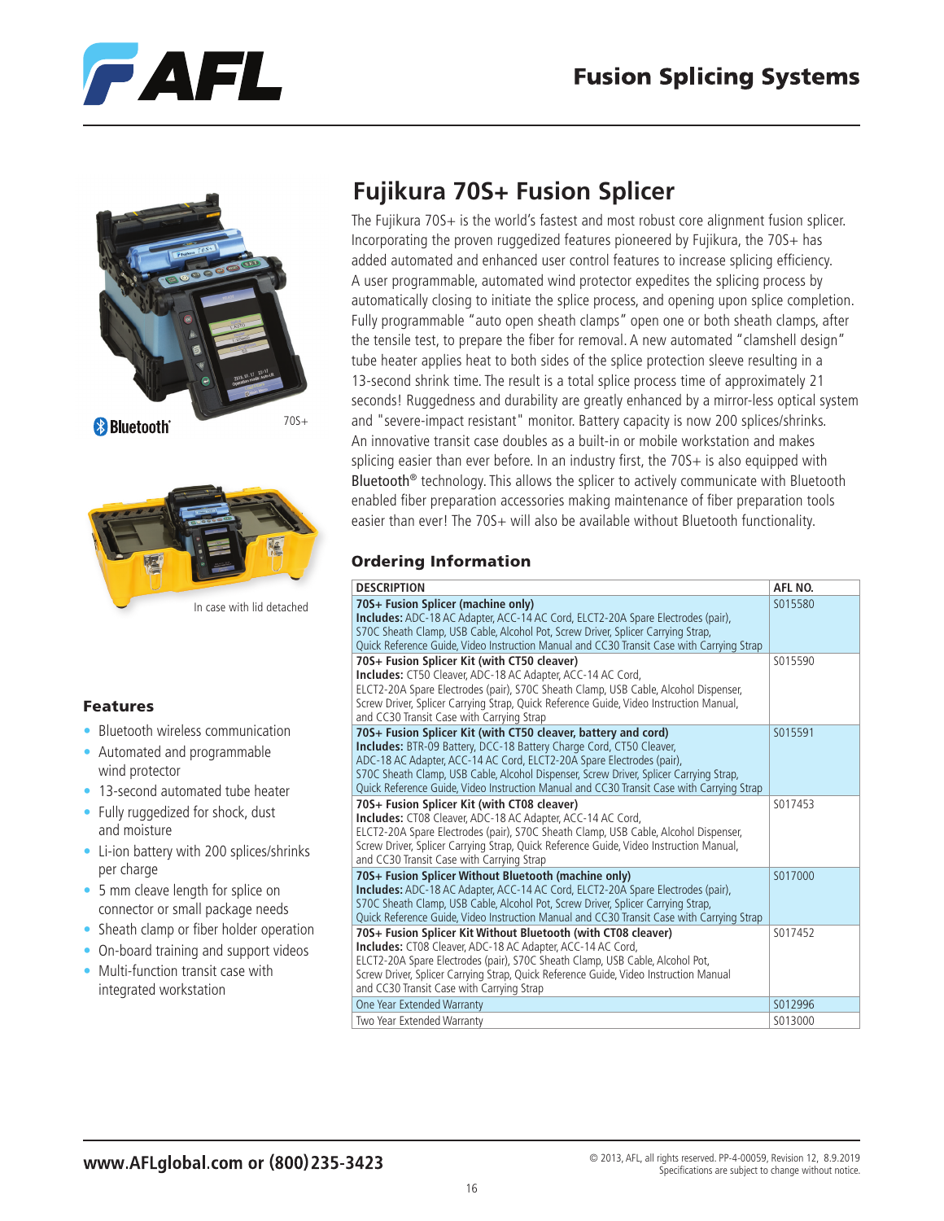# Fusion Splicing Systems

## Fujikura 70S+ Fusion Splicer

Bluetooth®

70S+

In case with lid detached

The Fujikura 70S+ is the world's fastest and most robust core alignment fusion splicer. Incorporating the proven ruggedized features pioneered by Fujikura, the 70S+ has added automated and enhanced user control features to increase splicing efficiency. A user programmable, automated wind protector expedites the splicing process by automatically closing to initiate the splice process, and opening upon splice completion. Fully programmable "auto open sheath clamps" open one or both sheath clamps, after the tensile test, to prepare the fiber for removal. A new automated "clamshell design" tube heater applies heat to both sides of the splice protection sleeve resulting in a 13-second shrink time. The result is a total splice process time of approximately 21 seconds! Ruggedness and durability are greatly enhanced by a mirror-less optical system and "severe-impact resistant" monitor. Battery capacity is now 200 splices/shrinks. An innovative transit case doubles as a built-in or mobile workstation and makes splicing easier than ever before. In an industry first, the 70S+ is also equipped with Bluetooth® technology. This allows the splicer to actively communicate with Bluetooth enabled fiber preparation accessories making maintenance of fiber preparation tools easier than ever! The 70S+ will also be available without Bluetooth functionality.

### Features

- Bluetooth wireless communication
- Automated and programmable wind protector
- 13-second automated tube heater
- Fully ruggedized for shock, dust and moisture
- Li-ion battery with 200 splices/shrinks per charge
- 5 mm cleave length for splice on connector or small package needs
- Sheath clamp or fiber holder operation
- On-board training and support videos
- Multi-function transit case with integrated workstation

### Ordering Information

| DESCRIPTION | AFL NO. |
|---|---|
| **70S+ Fusion Splicer (machine only)**<br>**Includes:** ADC-18 AC Adapter, ACC-14 AC Cord, ELCT2-20A Spare Electrodes (pair), S70C Sheath Clamp, USB Cable, Alcohol Pot, Screw Driver, Splicer Carrying Strap, Quick Reference Guide, Video Instruction Manual and CC30 Transit Case with Carrying Strap | S015580 |
| **70S+ Fusion Splicer Kit (with CT50 cleaver)**<br>**Includes:** CT50 Cleaver, ADC-18 AC Adapter, ACC-14 AC Cord, ELCT2-20A Spare Electrodes (pair), S70C Sheath Clamp, USB Cable, Alcohol Dispenser, Screw Driver, Splicer Carrying Strap, Quick Reference Guide, Video Instruction Manual, and CC30 Transit Case with Carrying Strap | S015590 |
| **70S+ Fusion Splicer Kit (with CT50 cleaver, battery and cord)**<br>**Includes:** BTR-09 Battery, DCC-18 Battery Charge Cord, CT50 Cleaver, ADC-18 AC Adapter, ACC-14 AC Cord, ELCT2-20A Spare Electrodes (pair), S70C Sheath Clamp, USB Cable, Alcohol Dispenser, Screw Driver, Splicer Carrying Strap, Quick Reference Guide, Video Instruction Manual and CC30 Transit Case with Carrying Strap | S015591 |
| **70S+ Fusion Splicer Kit (with CT08 cleaver)**<br>**Includes:** CT08 Cleaver, ADC-18 AC Adapter, ACC-14 AC Cord, ELCT2-20A Spare Electrodes (pair), S70C Sheath Clamp, USB Cable, Alcohol Dispenser, Screw Driver, Splicer Carrying Strap, Quick Reference Guide, Video Instruction Manual, and CC30 Transit Case with Carrying Strap | S017453 |
| **70S+ Fusion Splicer Without Bluetooth (machine only)**<br>**Includes:** ADC-18 AC Adapter, ACC-14 AC Cord, ELCT2-20A Spare Electrodes (pair), S70C Sheath Clamp, USB Cable, Alcohol Pot, Screw Driver, Splicer Carrying Strap, Quick Reference Guide, Video Instruction Manual and CC30 Transit Case with Carrying Strap | S017000 |
| **70S+ Fusion Splicer Kit Without Bluetooth (with CT08 cleaver)**<br>**Includes:** CT08 Cleaver, ADC-18 AC Adapter, ACC-14 AC Cord, ELCT2-20A Spare Electrodes (pair), S70C Sheath Clamp, USB Cable, Alcohol Pot, Screw Driver, Splicer Carrying Strap, Quick Reference Guide, Video Instruction Manual and CC30 Transit Case with Carrying Strap | S017452 |
| One Year Extended Warranty | S012996 |
| Two Year Extended Warranty | S013000 |

www.AFLglobal.com or (800) 235-3423

© 2013, AFL, all rights reserved. PP-4-00059, Revision 12, 8.9.2019
Specifications are subject to change without notice.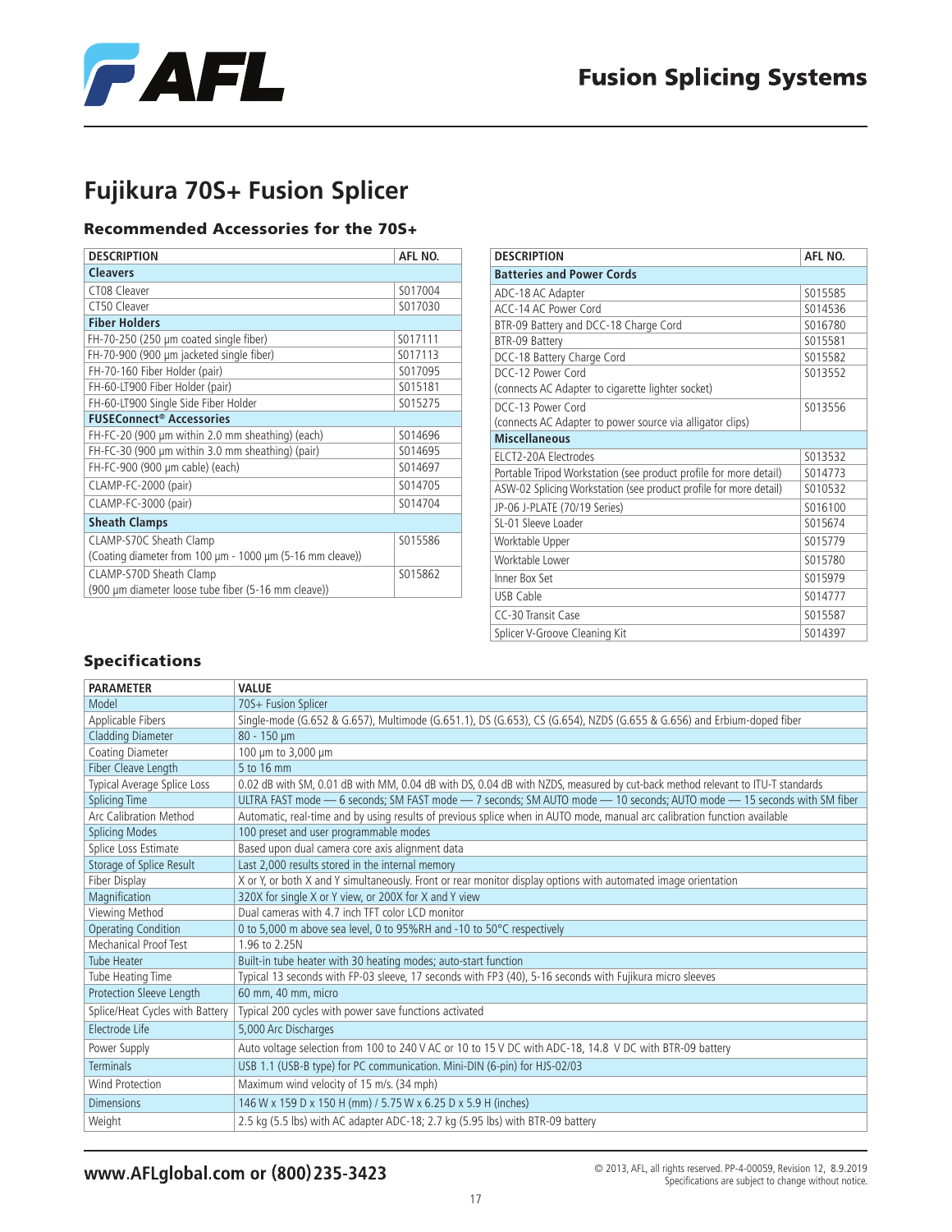# Fujikura 70S+ Fusion Splicer

## Recommended Accessories for the 70S+

| DESCRIPTION | AFL NO. |
|---|---|
| **Cleavers** | |
| CT08 Cleaver | S017004 |
| CT50 Cleaver | S017030 |
| **Fiber Holders** | |
| FH-70-250 (250 µm coated single fiber) | S017111 |
| FH-70-900 (900 µm jacketed single fiber) | S017113 |
| FH-70-160 Fiber Holder (pair) | S017095 |
| FH-60-LT900 Fiber Holder (pair) | S015181 |
| FH-60-LT900 Single Side Fiber Holder | S015275 |
| **FUSEConnect® Accessories** | |
| FH-FC-20 (900 µm within 2.0 mm sheathing) (each) | S014696 |
| FH-FC-30 (900 µm within 3.0 mm sheathing) (pair) | S014695 |
| FH-FC-900 (900 µm cable) (each) | S014697 |
| CLAMP-FC-2000 (pair) | S014705 |
| CLAMP-FC-3000 (pair) | S014704 |
| **Sheath Clamps** | |
| CLAMP-S70C Sheath Clamp (Coating diameter from 100 µm - 1000 µm (5-16 mm cleave)) | S015586 |
| CLAMP-S70D Sheath Clamp (900 µm diameter loose tube fiber (5-16 mm cleave)) | S015862 |

| DESCRIPTION | AFL NO. |
|---|---|
| **Batteries and Power Cords** | |
| ADC-18 AC Adapter | S015585 |
| ACC-14 AC Power Cord | S014536 |
| BTR-09 Battery and DCC-18 Charge Cord | S016780 |
| BTR-09 Battery | S015581 |
| DCC-18 Battery Charge Cord | S015582 |
| DCC-12 Power Cord (connects AC Adapter to cigarette lighter socket) | S013552 |
| DCC-13 Power Cord (connects AC Adapter to power source via alligator clips) | S013556 |
| **Miscellaneous** | |
| ELCT2-20A Electrodes | S013532 |
| Portable Tripod Workstation (see product profile for more detail) | S014773 |
| ASW-02 Splicing Workstation (see product profile for more detail) | S010532 |
| JP-06 J-PLATE (70/19 Series) | S016100 |
| SL-01 Sleeve Loader | S015674 |
| Worktable Upper | S015779 |
| Worktable Lower | S015780 |
| Inner Box Set | S015979 |
| USB Cable | S014777 |
| CC-30 Transit Case | S015587 |
| Splicer V-Groove Cleaning Kit | S014397 |

## Specifications

| PARAMETER | VALUE |
|---|---|
| Model | 70S+ Fusion Splicer |
| Applicable Fibers | Single-mode (G.652 & G.657), Multimode (G.651.1), DS (G.653), CS (G.654), NZDS (G.655 & G.656) and Erbium-doped fiber |
| Cladding Diameter | 80 - 150 µm |
| Coating Diameter | 100 µm to 3,000 µm |
| Fiber Cleave Length | 5 to 16 mm |
| Typical Average Splice Loss | 0.02 dB with SM, 0.01 dB with MM, 0.04 dB with DS, 0.04 dB with NZDS, measured by cut-back method relevant to ITU-T standards |
| Splicing Time | ULTRA FAST mode — 6 seconds; SM FAST mode — 7 seconds; SM AUTO mode — 10 seconds; AUTO mode — 15 seconds with SM fiber |
| Arc Calibration Method | Automatic, real-time and by using results of previous splice when in AUTO mode, manual arc calibration function available |
| Splicing Modes | 100 preset and user programmable modes |
| Splice Loss Estimate | Based upon dual camera core axis alignment data |
| Storage of Splice Result | Last 2,000 results stored in the internal memory |
| Fiber Display | X or Y, or both X and Y simultaneously. Front or rear monitor display options with automated image orientation |
| Magnification | 320X for single X or Y view, or 200X for X and Y view |
| Viewing Method | Dual cameras with 4.7 inch TFT color LCD monitor |
| Operating Condition | 0 to 5,000 m above sea level, 0 to 95%RH and -10 to 50°C respectively |
| Mechanical Proof Test | 1.96 to 2.25N |
| Tube Heater | Built-in tube heater with 30 heating modes; auto-start function |
| Tube Heating Time | Typical 13 seconds with FP-03 sleeve, 17 seconds with FP3 (40), 5-16 seconds with Fujikura micro sleeves |
| Protection Sleeve Length | 60 mm, 40 mm, micro |
| Splice/Heat Cycles with Battery | Typical 200 cycles with power save functions activated |
| Electrode Life | 5,000 Arc Discharges |
| Power Supply | Auto voltage selection from 100 to 240 V AC or 10 to 15 V DC with ADC-18, 14.8 V DC with BTR-09 battery |
| Terminals | USB 1.1 (USB-B type) for PC communication. Mini-DIN (6-pin) for HJS-02/03 |
| Wind Protection | Maximum wind velocity of 15 m/s. (34 mph) |
| Dimensions | 146 W x 159 D x 150 H (mm) / 5.75 W x 6.25 D x 5.9 H (inches) |
| Weight | 2.5 kg (5.5 lbs) with AC adapter ADC-18; 2.7 kg (5.95 lbs) with BTR-09 battery |

**www.AFLglobal.com or (800) 235-3423**

© 2013, AFL, all rights reserved. PP-4-00059, Revision 12, 8.9.2019
Specifications are subject to change without notice.